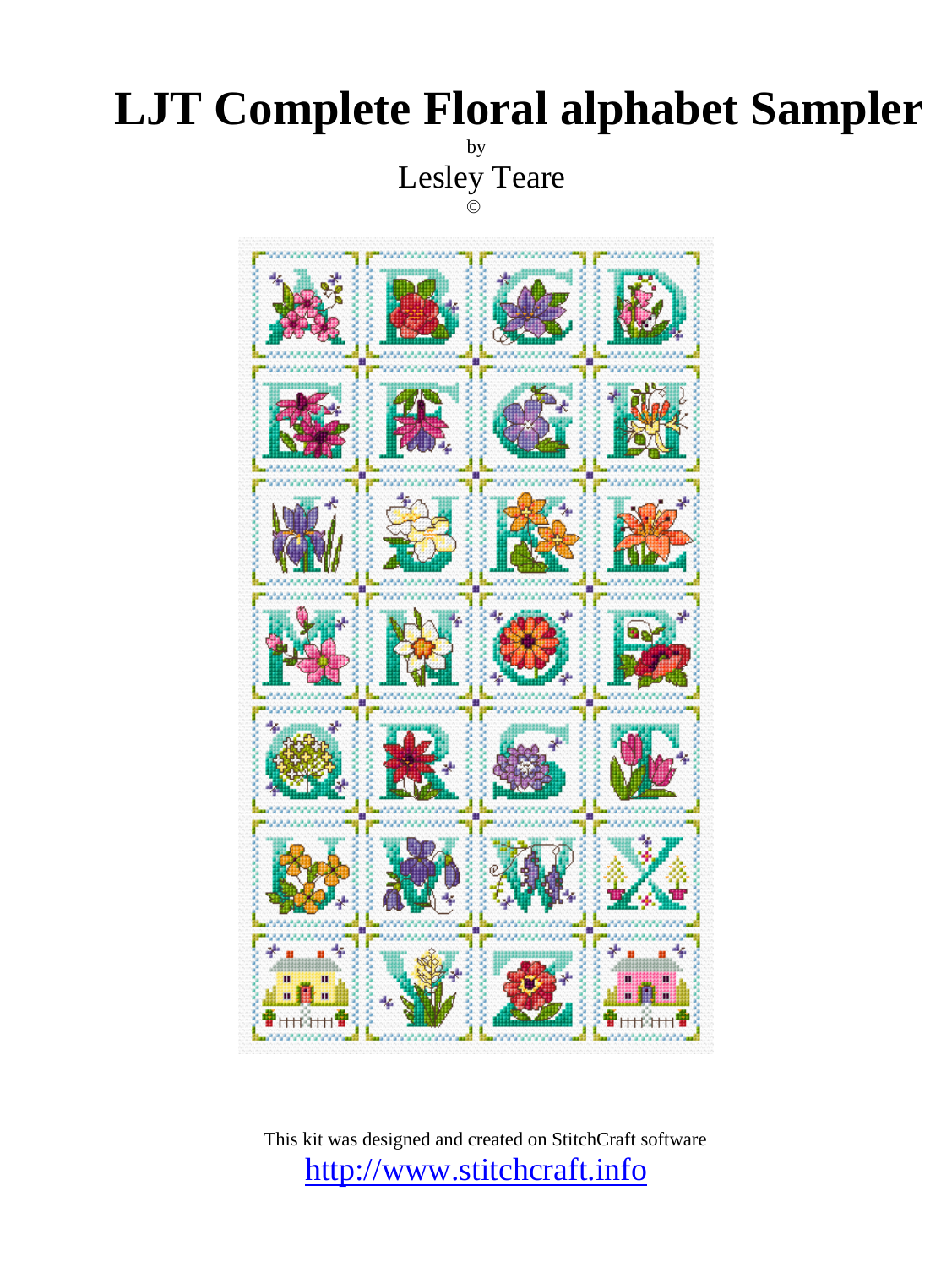# LJT Complete Floral alphabet Sampler

by

Lesley Teare

©

This kit was designed and created on StitchCraft software

http://www.stitchcraft.info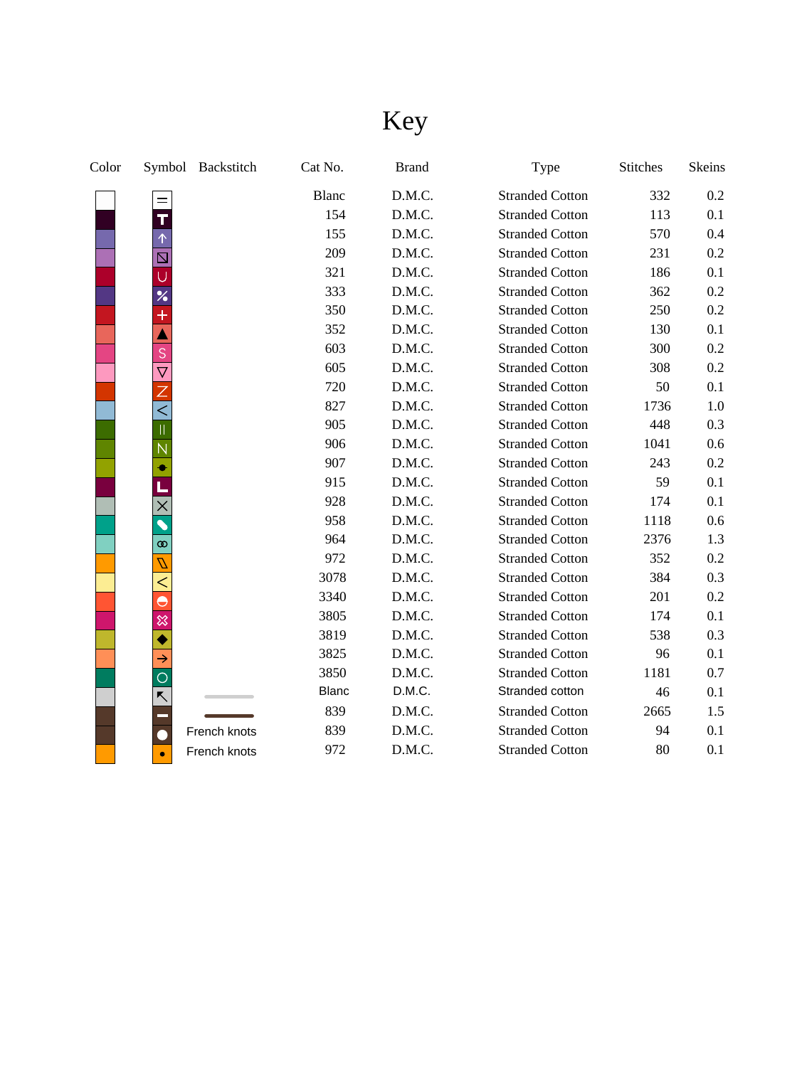# Key

| Color | Symbol | Backstitch | Cat No. | Brand | Type | Stitches | Skeins |
|---|---|---|---|---|---|---|---|
| | | | Blanc | D.M.C. | Stranded Cotton | 332 | 0.2 |
| | | | 154 | D.M.C. | Stranded Cotton | 113 | 0.1 |
| | | | 155 | D.M.C. | Stranded Cotton | 570 | 0.4 |
| | | | 209 | D.M.C. | Stranded Cotton | 231 | 0.2 |
| | | | 321 | D.M.C. | Stranded Cotton | 186 | 0.1 |
| | | | 333 | D.M.C. | Stranded Cotton | 362 | 0.2 |
| | | | 350 | D.M.C. | Stranded Cotton | 250 | 0.2 |
| | | | 352 | D.M.C. | Stranded Cotton | 130 | 0.1 |
| | | | 603 | D.M.C. | Stranded Cotton | 300 | 0.2 |
| | | | 605 | D.M.C. | Stranded Cotton | 308 | 0.2 |
| | | | 720 | D.M.C. | Stranded Cotton | 50 | 0.1 |
| | | | 827 | D.M.C. | Stranded Cotton | 1736 | 1.0 |
| | | | 905 | D.M.C. | Stranded Cotton | 448 | 0.3 |
| | | | 906 | D.M.C. | Stranded Cotton | 1041 | 0.6 |
| | | | 907 | D.M.C. | Stranded Cotton | 243 | 0.2 |
| | | | 915 | D.M.C. | Stranded Cotton | 59 | 0.1 |
| | | | 928 | D.M.C. | Stranded Cotton | 174 | 0.1 |
| | | | 958 | D.M.C. | Stranded Cotton | 1118 | 0.6 |
| | | | 964 | D.M.C. | Stranded Cotton | 2376 | 1.3 |
| | | | 972 | D.M.C. | Stranded Cotton | 352 | 0.2 |
| | | | 3078 | D.M.C. | Stranded Cotton | 384 | 0.3 |
| | | | 3340 | D.M.C. | Stranded Cotton | 201 | 0.2 |
| | | | 3805 | D.M.C. | Stranded Cotton | 174 | 0.1 |
| | | | 3819 | D.M.C. | Stranded Cotton | 538 | 0.3 |
| | | | 3825 | D.M.C. | Stranded Cotton | 96 | 0.1 |
| | | | 3850 | D.M.C. | Stranded Cotton | 1181 | 0.7 |
| | | | Blanc | D.M.C. | Stranded cotton | 46 | 0.1 |
| | | | 839 | D.M.C. | Stranded Cotton | 2665 | 1.5 |
| | | French knots | 839 | D.M.C. | Stranded Cotton | 94 | 0.1 |
| | | French knots | 972 | D.M.C. | Stranded Cotton | 80 | 0.1 |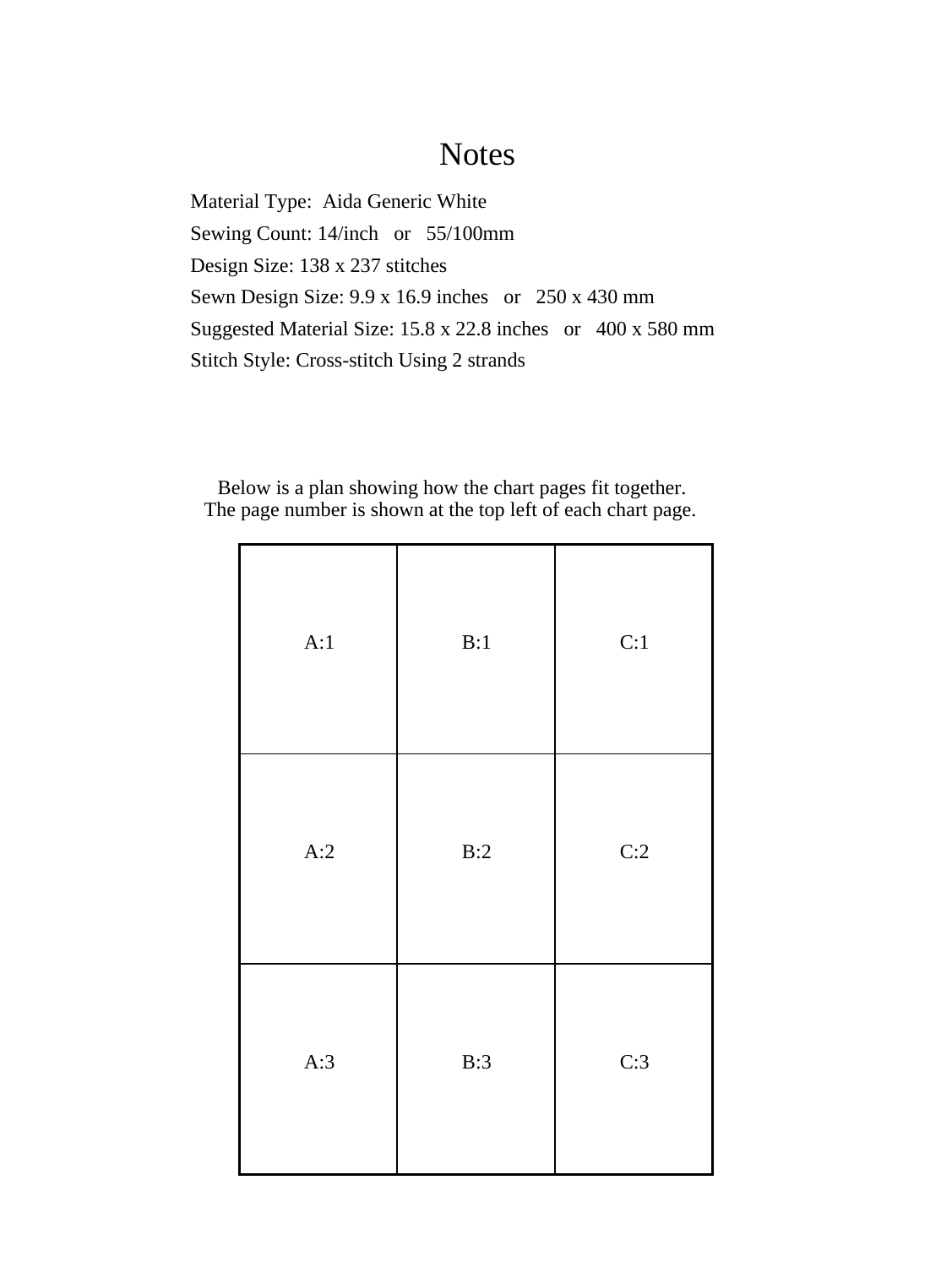# Notes

Material Type: Aida Generic White

Sewing Count: 14/inch or 55/100mm

Design Size: 138 x 237 stitches

Sewn Design Size: 9.9 x 16.9 inches or 250 x 430 mm

Suggested Material Size: 15.8 x 22.8 inches or 400 x 580 mm

Stitch Style: Cross-stitch Using 2 strands

Below is a plan showing how the chart pages fit together.
The page number is shown at the top left of each chart page.

| | | |
|---|---|---|
| A:1 | B:1 | C:1 |
| A:2 | B:2 | C:2 |
| A:3 | B:3 | C:3 |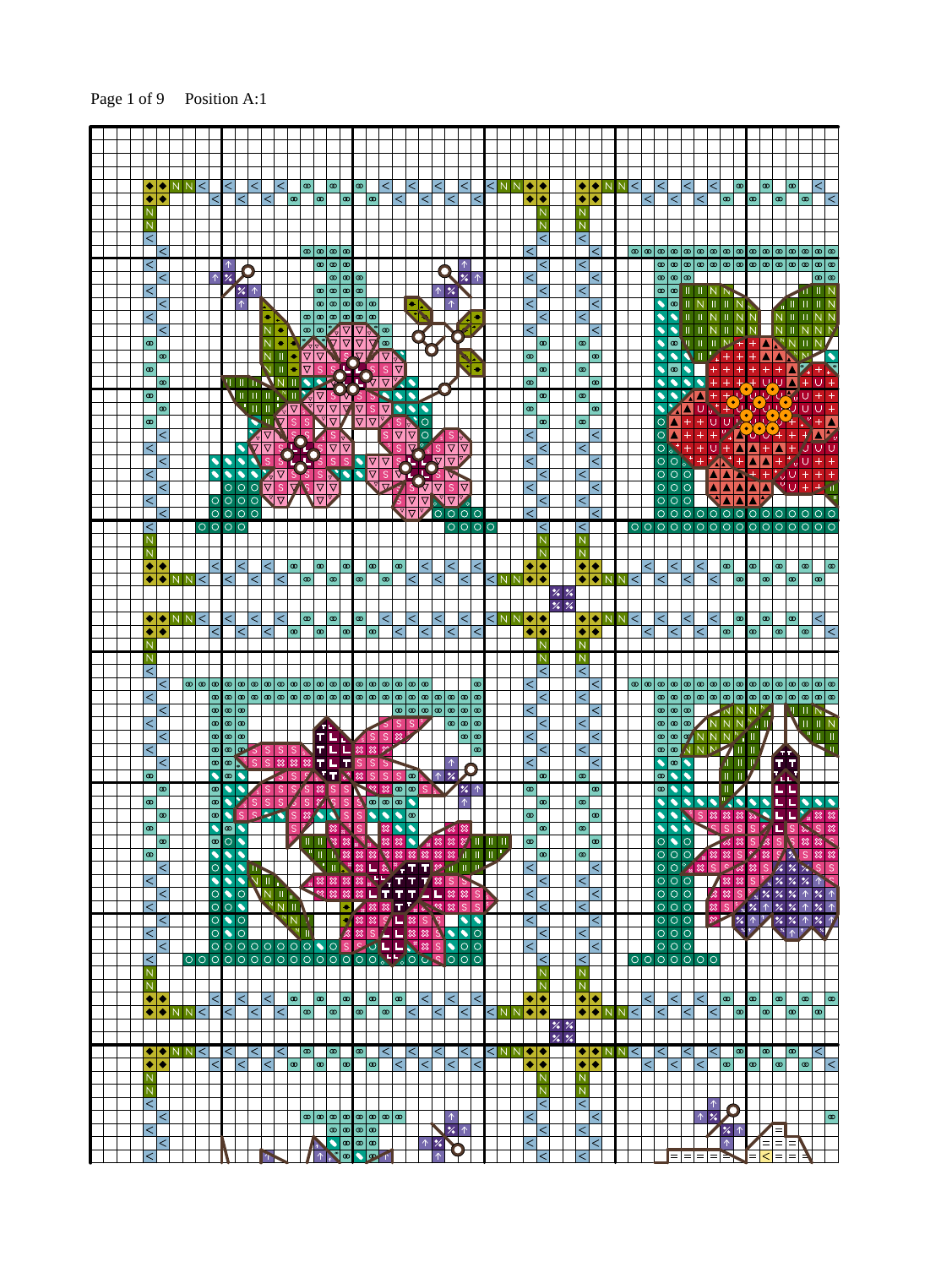Page 1 of 9     Position A:1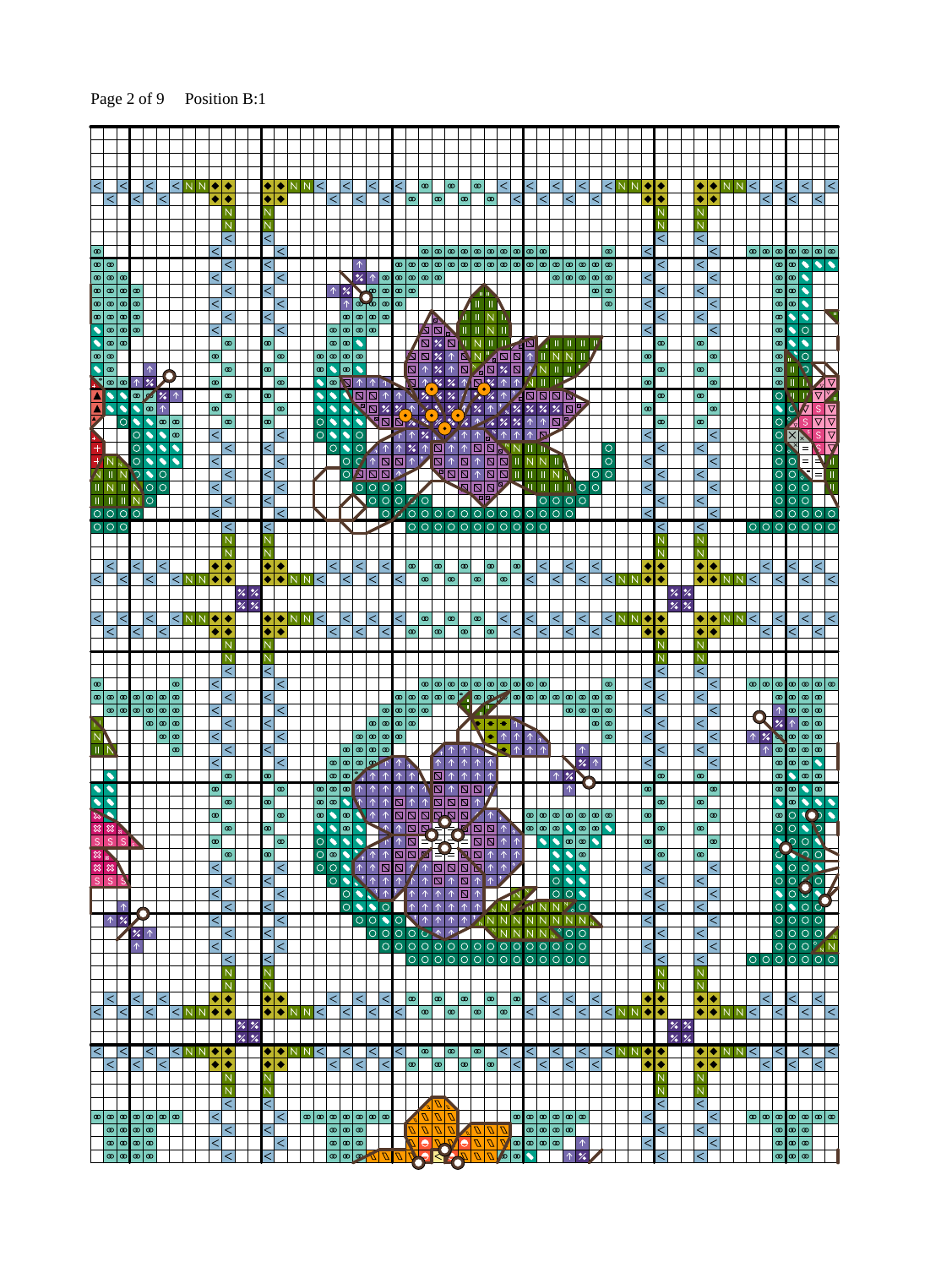Page 2 of 9 Position B:1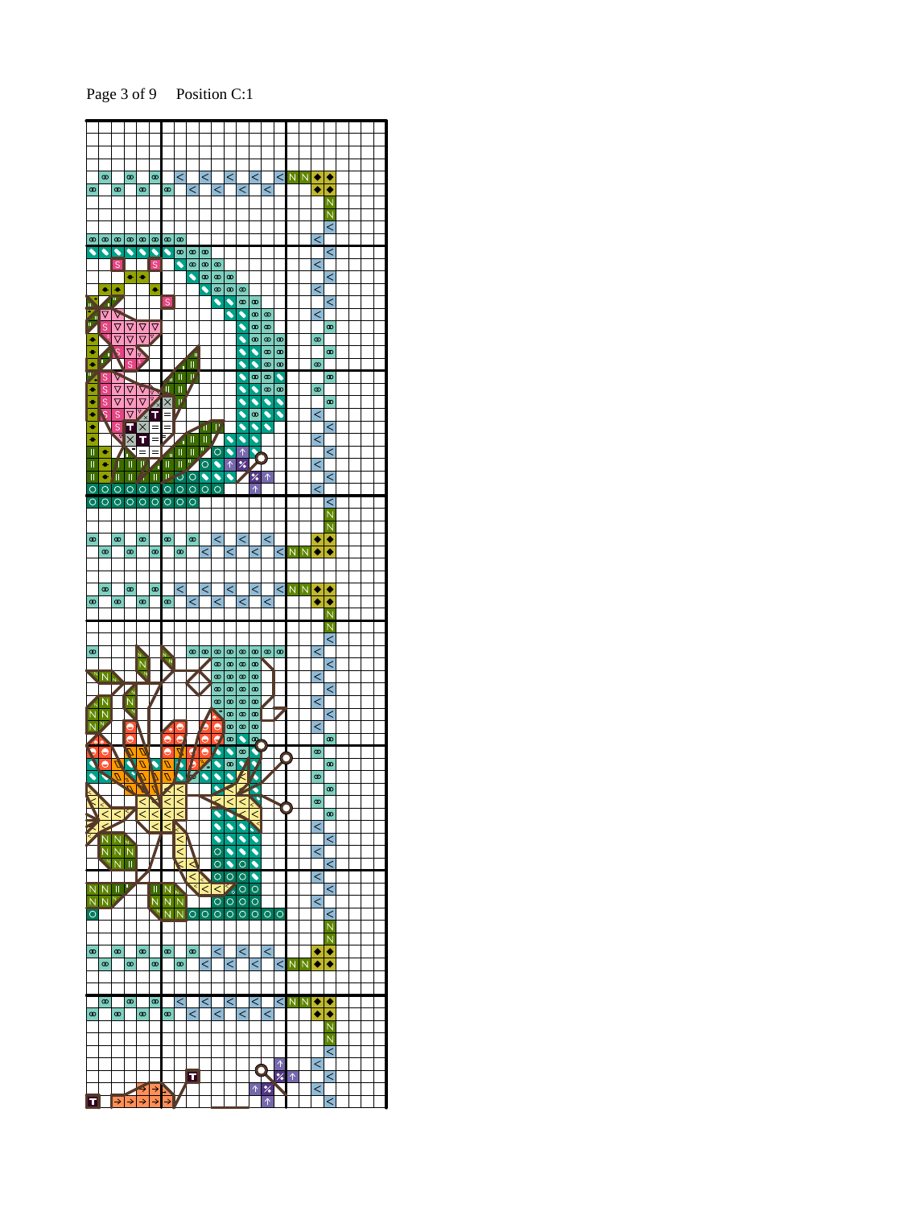Page 3 of 9 Position C:1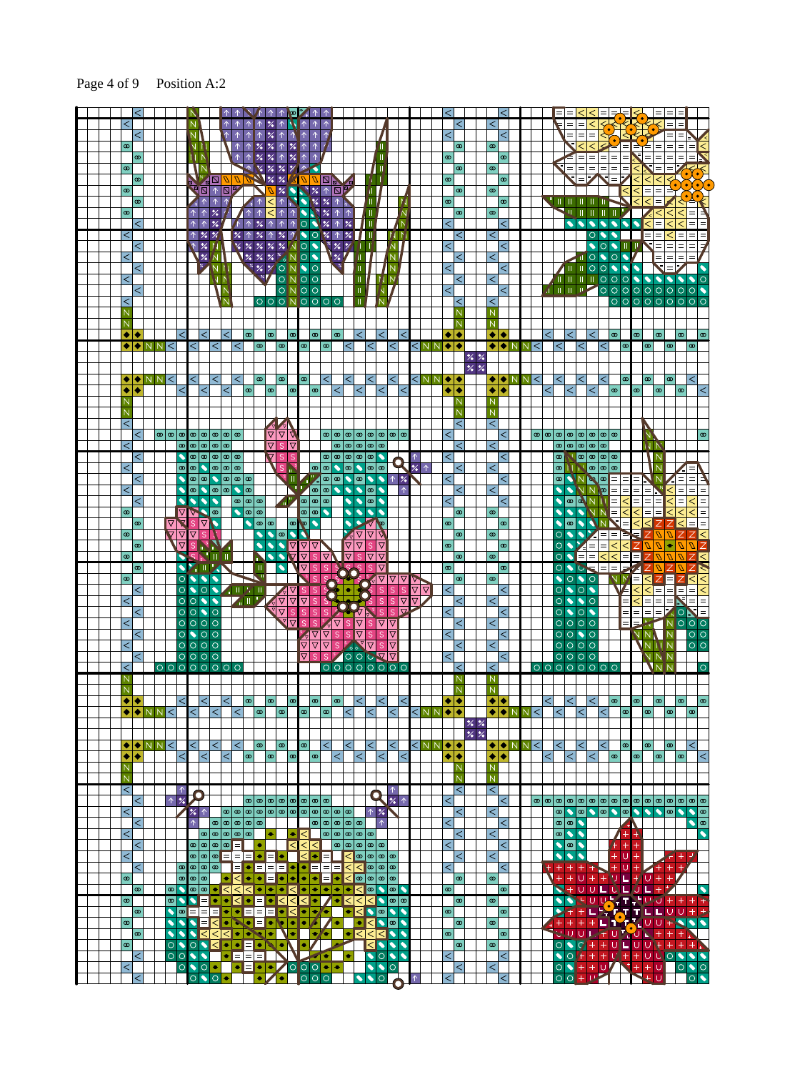Position A:2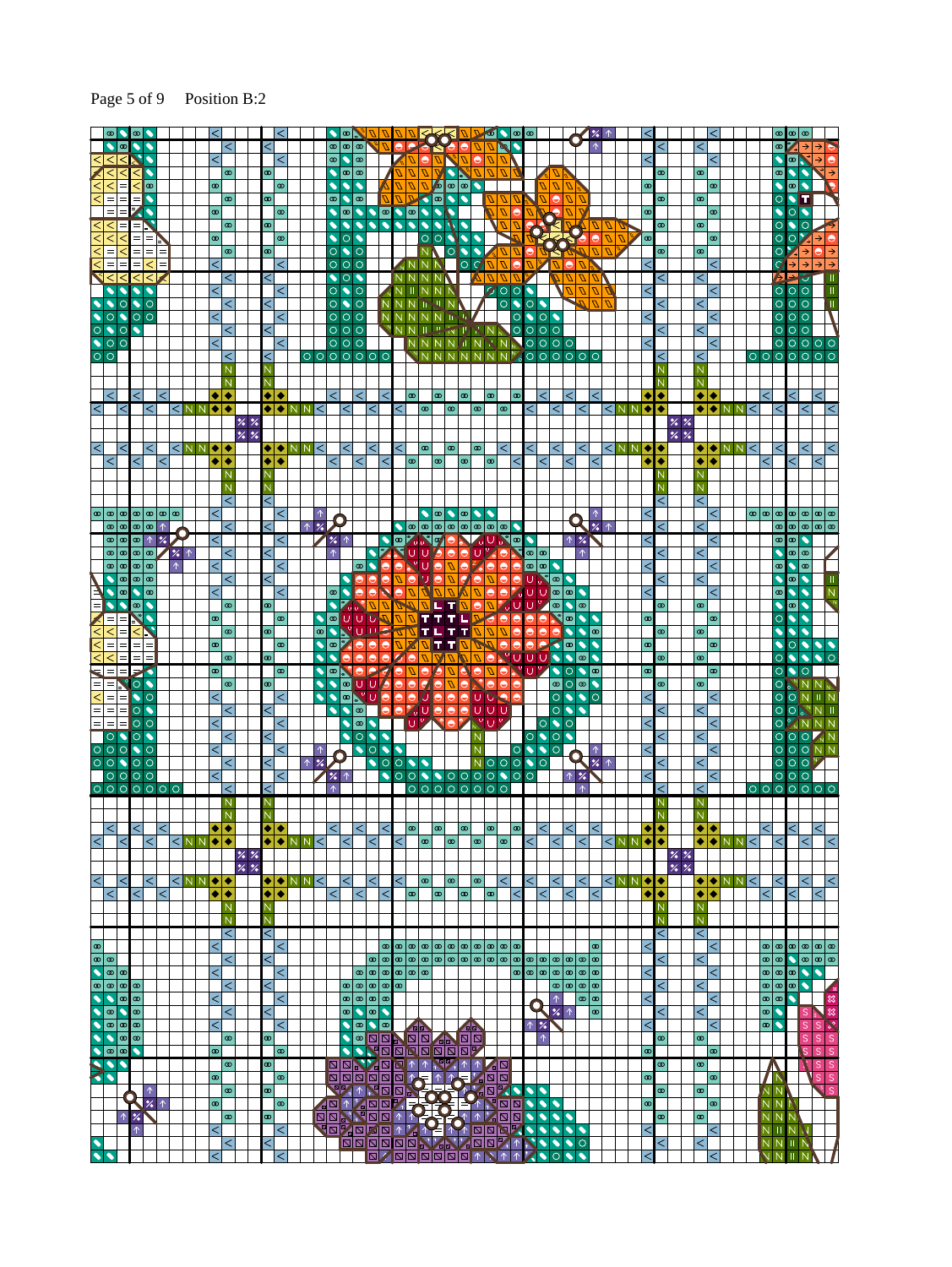Page 5 of 9     Position B:2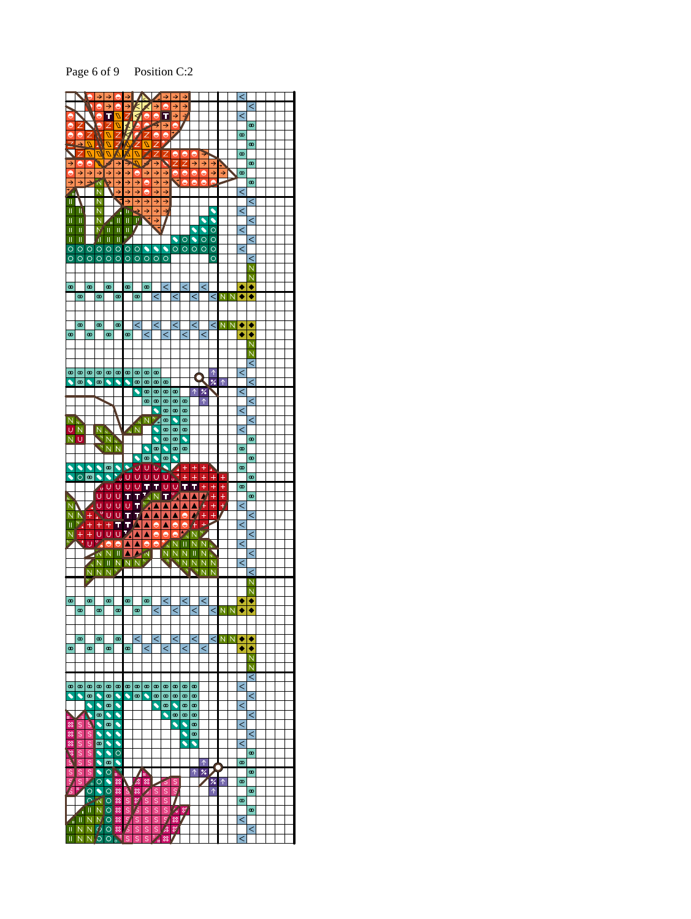Page 6 of 9 Position C:2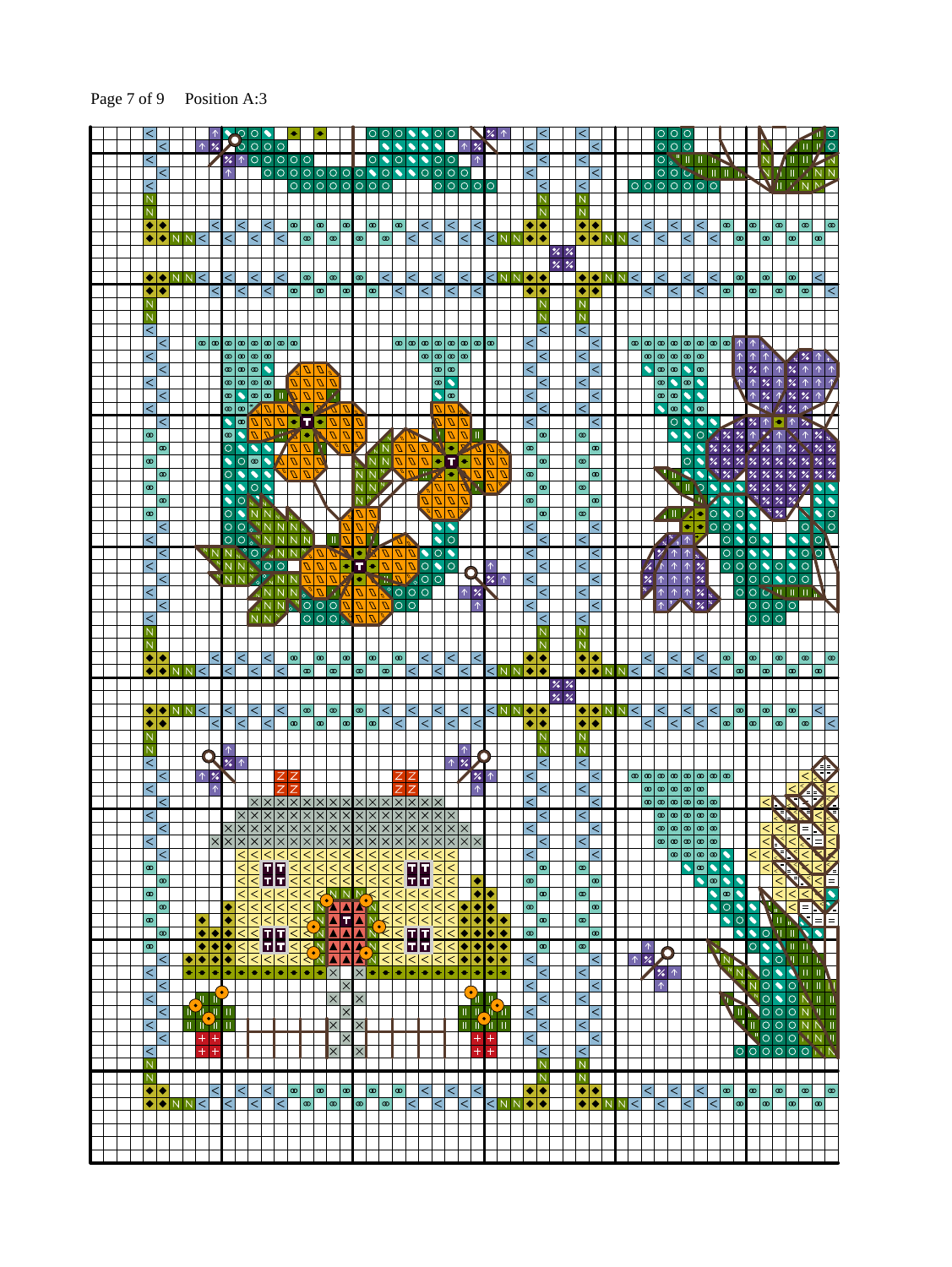Page 7 of 9     Position A:3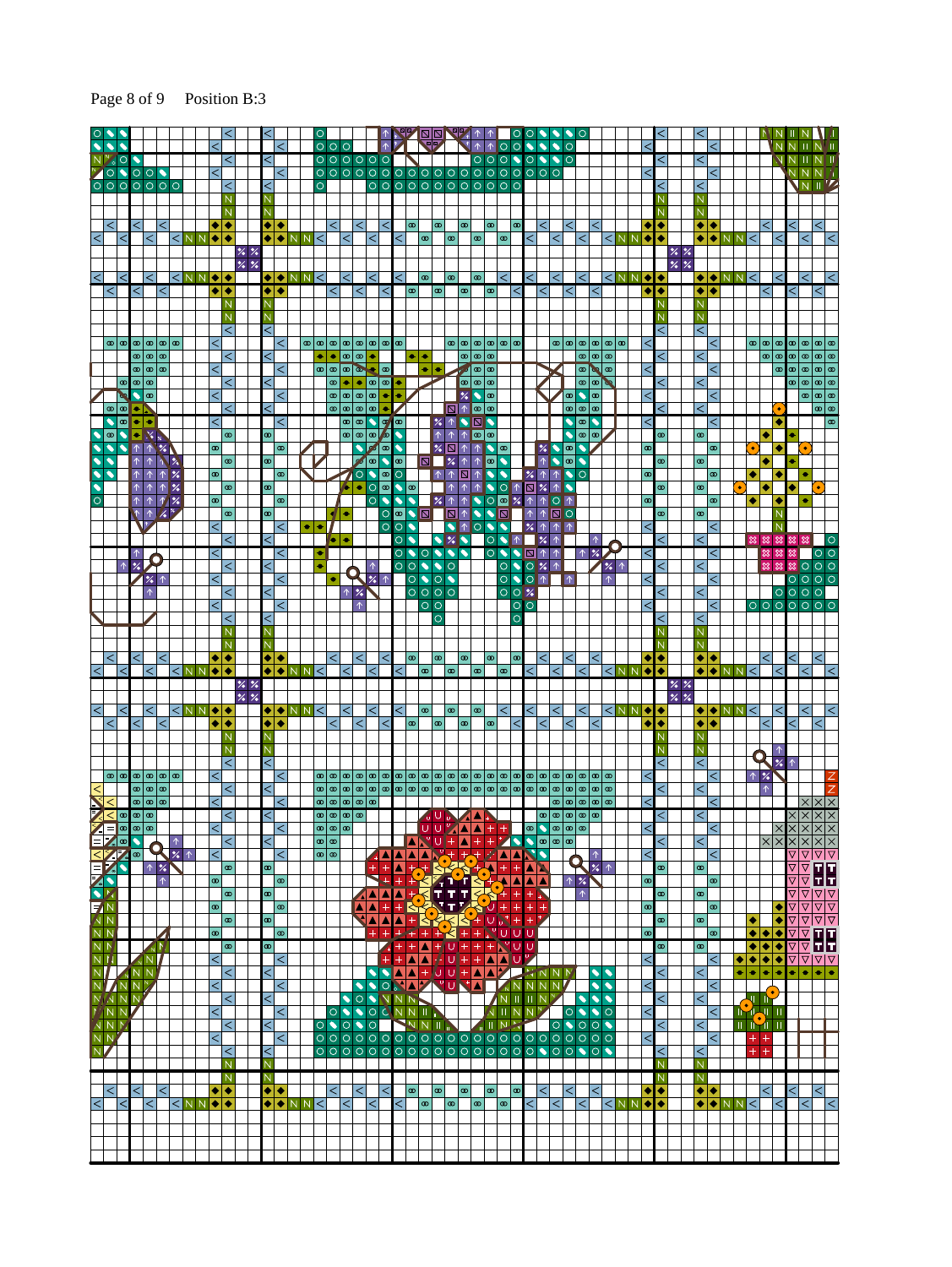Page 8 of 9     Position B:3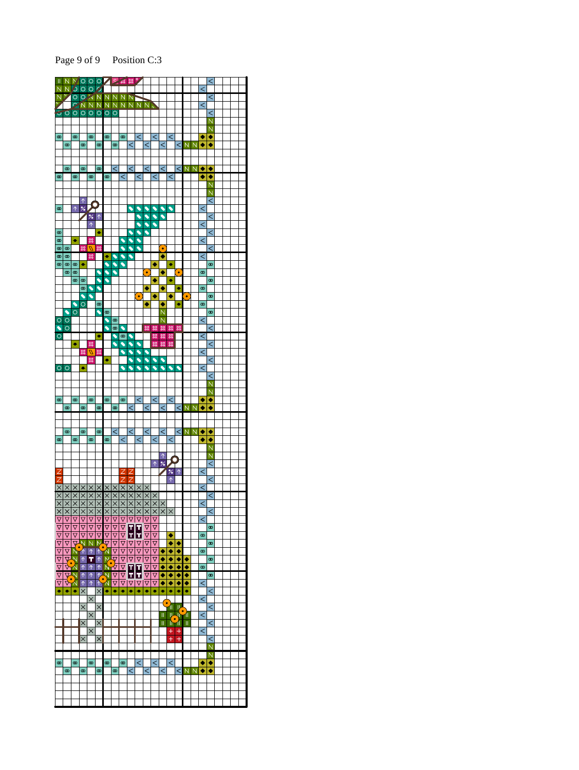Page 9 of 9     Position C:3